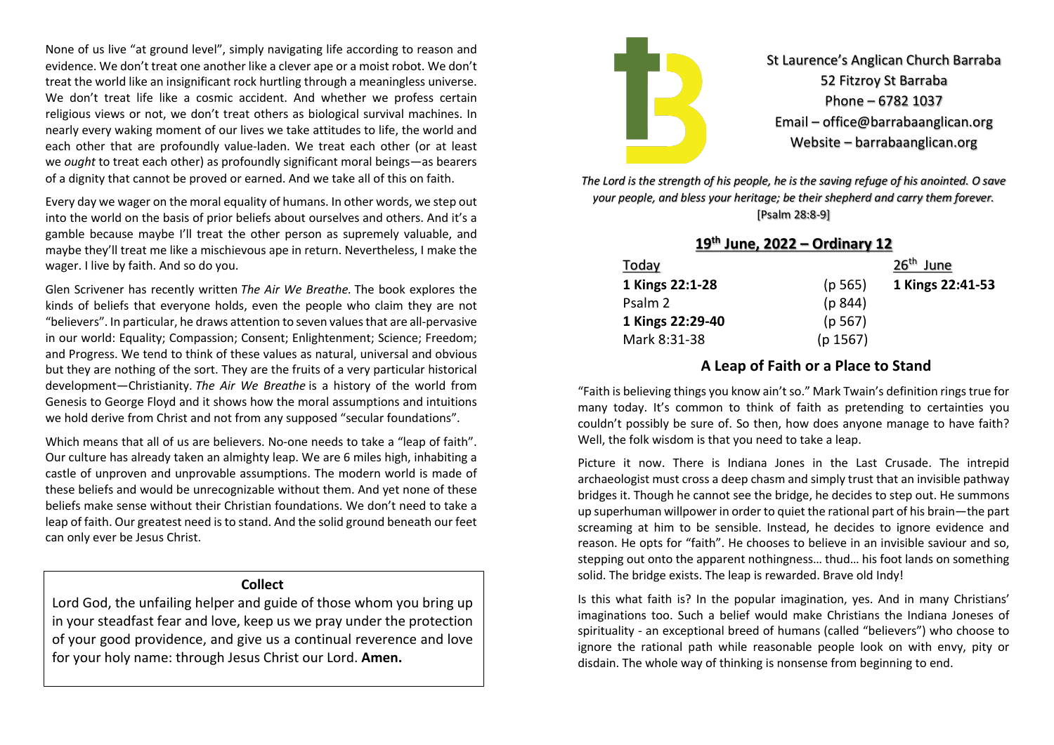St Laurence's Anglican Church Barraba
52 Fitzroy St Barraba
Phone – 6782 1037
Email – office@barrabaanglican.org
Website – barrabaanglican.org

*The Lord is the strength of his people, he is the saving refuge of his anointed. O save your people, and bless your heritage; be their shepherd and carry them forever.* [Psalm 28:8-9]

## 19th June, 2022 – Ordinary 12

| Today | | 26th June |
|---|---|---|
| **1 Kings 22:1-28** | (p 565) | **1 Kings 22:41-53** |
| Psalm 2 | (p 844) | |
| **1 Kings 22:29-40** | (p 567) | |
| Mark 8:31-38 | (p 1567) | |

## A Leap of Faith or a Place to Stand

"Faith is believing things you know ain't so." Mark Twain's definition rings true for many today. It's common to think of faith as pretending to certainties you couldn't possibly be sure of. So then, how does anyone manage to have faith? Well, the folk wisdom is that you need to take a leap.

Picture it now. There is Indiana Jones in the Last Crusade. The intrepid archaeologist must cross a deep chasm and simply trust that an invisible pathway bridges it. Though he cannot see the bridge, he decides to step out. He summons up superhuman willpower in order to quiet the rational part of his brain—the part screaming at him to be sensible. Instead, he decides to ignore evidence and reason. He opts for "faith". He chooses to believe in an invisible saviour and so, stepping out onto the apparent nothingness… thud… his foot lands on something solid. The bridge exists. The leap is rewarded. Brave old Indy!

Is this what faith is? In the popular imagination, yes. And in many Christians' imaginations too. Such a belief would make Christians the Indiana Joneses of spirituality - an exceptional breed of humans (called "believers") who choose to ignore the rational path while reasonable people look on with envy, pity or disdain. The whole way of thinking is nonsense from beginning to end.

None of us live "at ground level", simply navigating life according to reason and evidence. We don't treat one another like a clever ape or a moist robot. We don't treat the world like an insignificant rock hurtling through a meaningless universe. We don't treat life like a cosmic accident. And whether we profess certain religious views or not, we don't treat others as biological survival machines. In nearly every waking moment of our lives we take attitudes to life, the world and each other that are profoundly value-laden. We treat each other (or at least we *ought* to treat each other) as profoundly significant moral beings—as bearers of a dignity that cannot be proved or earned. And we take all of this on faith.

Every day we wager on the moral equality of humans. In other words, we step out into the world on the basis of prior beliefs about ourselves and others. And it's a gamble because maybe I'll treat the other person as supremely valuable, and maybe they'll treat me like a mischievous ape in return. Nevertheless, I make the wager. I live by faith. And so do you.

Glen Scrivener has recently written *The Air We Breathe.* The book explores the kinds of beliefs that everyone holds, even the people who claim they are not "believers". In particular, he draws attention to seven values that are all-pervasive in our world: Equality; Compassion; Consent; Enlightenment; Science; Freedom; and Progress. We tend to think of these values as natural, universal and obvious but they are nothing of the sort. They are the fruits of a very particular historical development—Christianity. *The Air We Breathe* is a history of the world from Genesis to George Floyd and it shows how the moral assumptions and intuitions we hold derive from Christ and not from any supposed "secular foundations".

Which means that all of us are believers. No-one needs to take a "leap of faith". Our culture has already taken an almighty leap. We are 6 miles high, inhabiting a castle of unproven and unprovable assumptions. The modern world is made of these beliefs and would be unrecognizable without them. And yet none of these beliefs make sense without their Christian foundations. We don't need to take a leap of faith. Our greatest need is to stand. And the solid ground beneath our feet can only ever be Jesus Christ.

### Collect

Lord God, the unfailing helper and guide of those whom you bring up in your steadfast fear and love, keep us we pray under the protection of your good providence, and give us a continual reverence and love for your holy name: through Jesus Christ our Lord. **Amen.**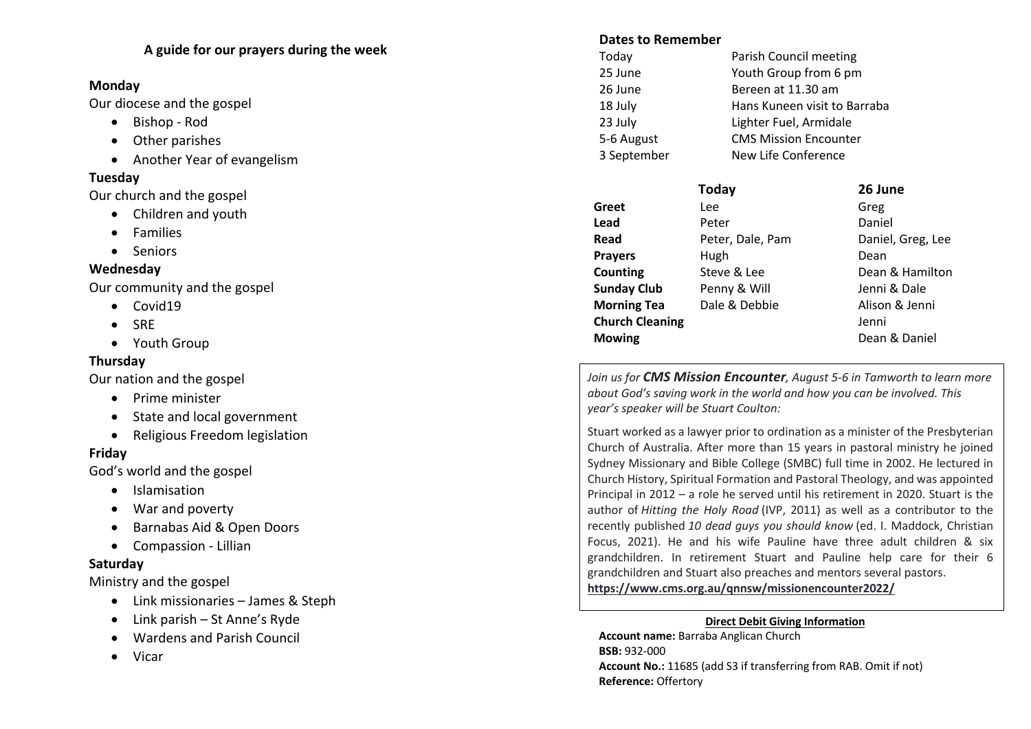## A guide for our prayers during the week

**Monday**

Our diocese and the gospel

- Bishop - Rod
- Other parishes
- Another Year of evangelism

**Tuesday**

Our church and the gospel

- Children and youth
- Families
- Seniors

**Wednesday**

Our community and the gospel

- Covid19
- SRE
- Youth Group

**Thursday**

Our nation and the gospel

- Prime minister
- State and local government
- Religious Freedom legislation

**Friday**

God's world and the gospel

- Islamisation
- War and poverty
- Barnabas Aid & Open Doors
- Compassion - Lillian

**Saturday**

Ministry and the gospel

- Link missionaries – James & Steph
- Link parish – St Anne's Ryde
- Wardens and Parish Council
- Vicar

## Dates to Remember

| | |
|---|---|
| Today | Parish Council meeting |
| 25 June | Youth Group from 6 pm |
| 26 June | Bereen at 11.30 am |
| 18 July | Hans Kuneen visit to Barraba |
| 23 July | Lighter Fuel, Armidale |
| 5-6 August | CMS Mission Encounter |
| 3 September | New Life Conference |

| | Today | 26 June |
|---|---|---|
| **Greet** | Lee | Greg |
| **Lead** | Peter | Daniel |
| **Read** | Peter, Dale, Pam | Daniel, Greg, Lee |
| **Prayers** | Hugh | Dean |
| **Counting** | Steve & Lee | Dean & Hamilton |
| **Sunday Club** | Penny & Will | Jenni & Dale |
| **Morning Tea** | Dale & Debbie | Alison & Jenni |
| **Church Cleaning** | | Jenni |
| **Mowing** | | Dean & Daniel |

*Join us for **CMS Mission Encounter**, August 5-6 in Tamworth to learn more about God's saving work in the world and how you can be involved. This year's speaker will be Stuart Coulton:*

Stuart worked as a lawyer prior to ordination as a minister of the Presbyterian Church of Australia. After more than 15 years in pastoral ministry he joined Sydney Missionary and Bible College (SMBC) full time in 2002. He lectured in Church History, Spiritual Formation and Pastoral Theology, and was appointed Principal in 2012 – a role he served until his retirement in 2020. Stuart is the author of *Hitting the Holy Road* (IVP, 2011) as well as a contributor to the recently published *10 dead guys you should know* (ed. I. Maddock, Christian Focus, 2021). He and his wife Pauline have three adult children & six grandchildren. In retirement Stuart and Pauline help care for their 6 grandchildren and Stuart also preaches and mentors several pastors.
**https://www.cms.org.au/qnnsw/missionencounter2022/**

**Direct Debit Giving Information**

**Account name:** Barraba Anglican Church
**BSB:** 932-000
**Account No.:** 11685 (add S3 if transferring from RAB. Omit if not)
**Reference:** Offertory